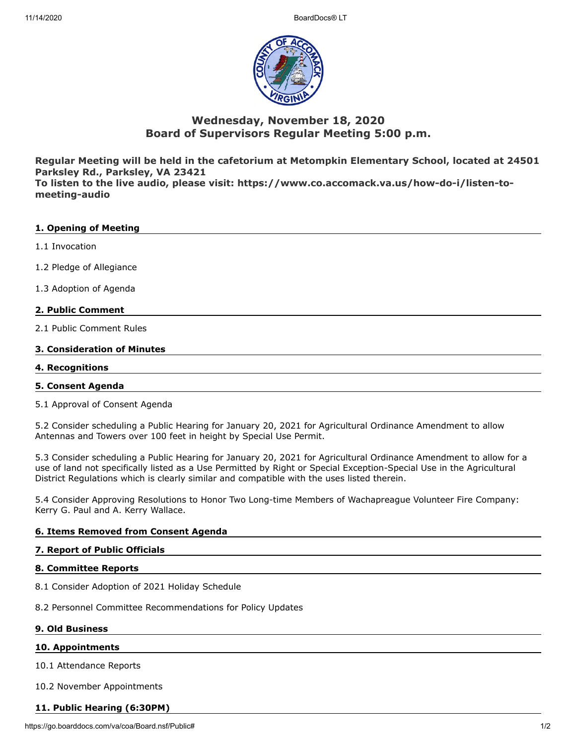# Wednesday, November 18, 2020
# Board of Supervisors Regular Meeting 5:00 p.m.

**Regular Meeting will be held in the cafetorium at Metompkin Elementary School, located at 24501 Parksley Rd., Parksley, VA 23421**
**To listen to the live audio, please visit: https://www.co.accomack.va.us/how-do-i/listen-to-meeting-audio**

## 1. Opening of Meeting

1.1 Invocation

1.2 Pledge of Allegiance

1.3 Adoption of Agenda

## 2. Public Comment

2.1 Public Comment Rules

## 3. Consideration of Minutes

## 4. Recognitions

## 5. Consent Agenda

5.1 Approval of Consent Agenda

5.2 Consider scheduling a Public Hearing for January 20, 2021 for Agricultural Ordinance Amendment to allow Antennas and Towers over 100 feet in height by Special Use Permit.

5.3 Consider scheduling a Public Hearing for January 20, 2021 for Agricultural Ordinance Amendment to allow for a use of land not specifically listed as a Use Permitted by Right or Special Exception-Special Use in the Agricultural District Regulations which is clearly similar and compatible with the uses listed therein.

5.4 Consider Approving Resolutions to Honor Two Long-time Members of Wachapreague Volunteer Fire Company: Kerry G. Paul and A. Kerry Wallace.

## 6. Items Removed from Consent Agenda

## 7. Report of Public Officials

## 8. Committee Reports

8.1 Consider Adoption of 2021 Holiday Schedule

8.2 Personnel Committee Recommendations for Policy Updates

## 9. Old Business

## 10. Appointments

10.1 Attendance Reports

10.2 November Appointments

## 11. Public Hearing (6:30PM)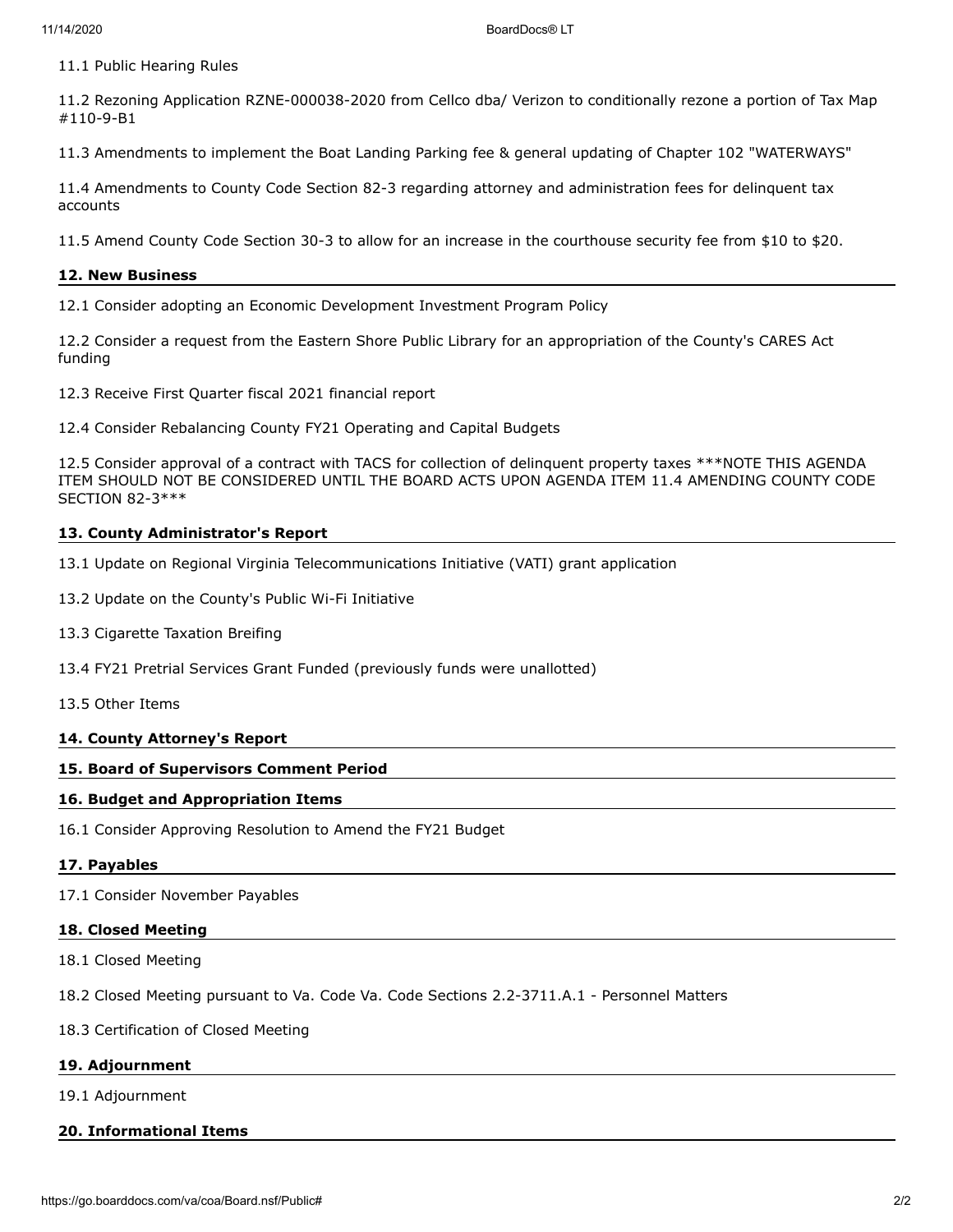11.1 Public Hearing Rules

11.2 Rezoning Application RZNE-000038-2020 from Cellco dba/ Verizon to conditionally rezone a portion of Tax Map #110-9-B1

11.3 Amendments to implement the Boat Landing Parking fee & general updating of Chapter 102 "WATERWAYS"

11.4 Amendments to County Code Section 82-3 regarding attorney and administration fees for delinquent tax accounts

11.5 Amend County Code Section 30-3 to allow for an increase in the courthouse security fee from $10 to $20.

## 12. New Business

12.1 Consider adopting an Economic Development Investment Program Policy

12.2 Consider a request from the Eastern Shore Public Library for an appropriation of the County's CARES Act funding

12.3 Receive First Quarter fiscal 2021 financial report

12.4 Consider Rebalancing County FY21 Operating and Capital Budgets

12.5 Consider approval of a contract with TACS for collection of delinquent property taxes ***NOTE THIS AGENDA ITEM SHOULD NOT BE CONSIDERED UNTIL THE BOARD ACTS UPON AGENDA ITEM 11.4 AMENDING COUNTY CODE SECTION 82-3***

## 13. County Administrator's Report

13.1 Update on Regional Virginia Telecommunications Initiative (VATI) grant application

13.2 Update on the County's Public Wi-Fi Initiative

13.3 Cigarette Taxation Breifing

13.4 FY21 Pretrial Services Grant Funded (previously funds were unallotted)

13.5 Other Items

## 14. County Attorney's Report

## 15. Board of Supervisors Comment Period

## 16. Budget and Appropriation Items

16.1 Consider Approving Resolution to Amend the FY21 Budget

## 17. Payables

17.1 Consider November Payables

## 18. Closed Meeting

18.1 Closed Meeting

18.2 Closed Meeting pursuant to Va. Code Va. Code Sections 2.2-3711.A.1 - Personnel Matters

18.3 Certification of Closed Meeting

## 19. Adjournment

19.1 Adjournment

## 20. Informational Items